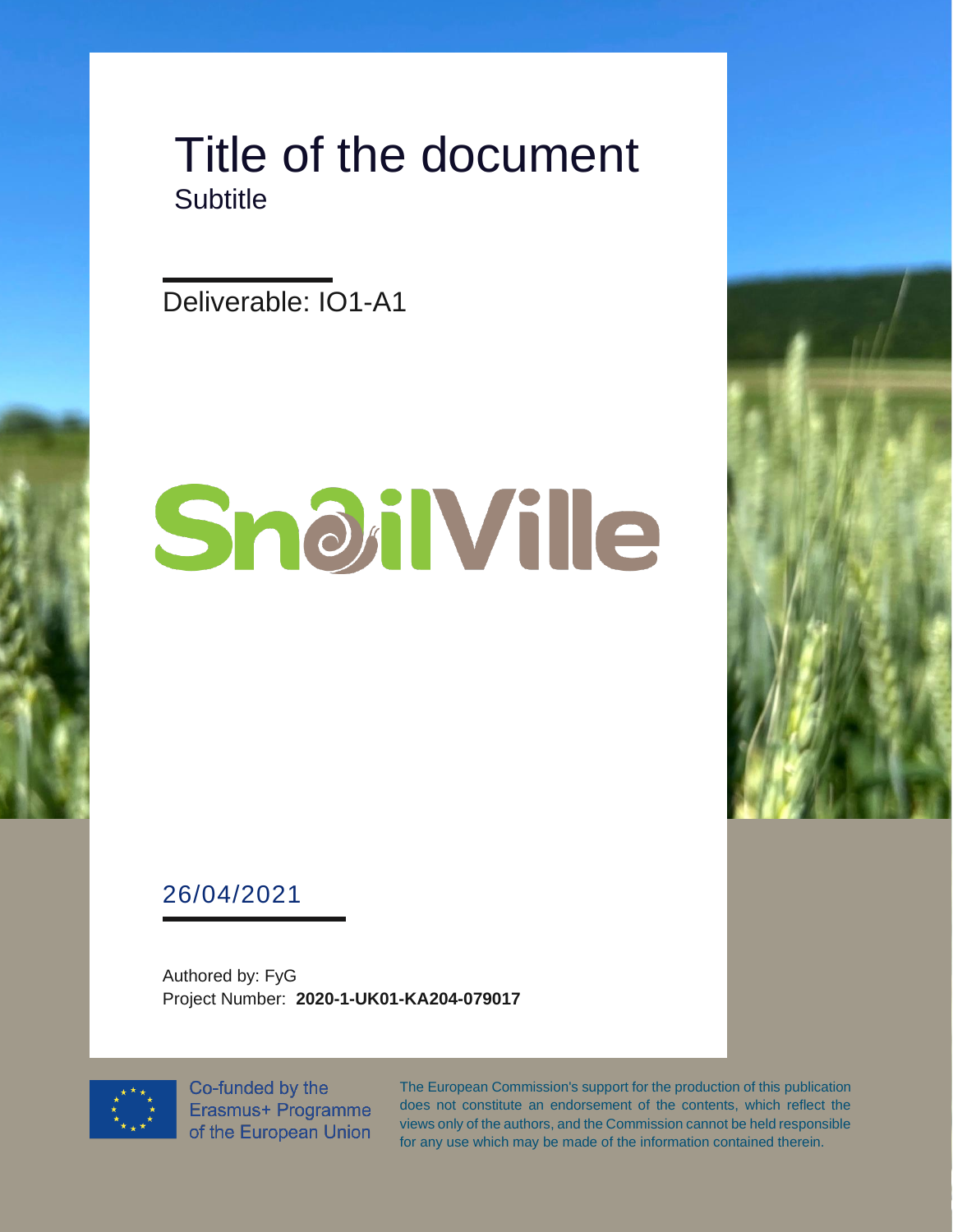# Title of the document

## Subtitle

Deliverable: IO1-A1

SnailVille

26/04/2021

Authored by: FyG

Project Number: **2020-1-UK01-KA204-079017**

Co-funded by the Erasmus+ Programme of the European Union

The European Commission's support for the production of this publication does not constitute an endorsement of the contents, which reflect the views only of the authors, and the Commission cannot be held responsible for any use which may be made of the information contained therein.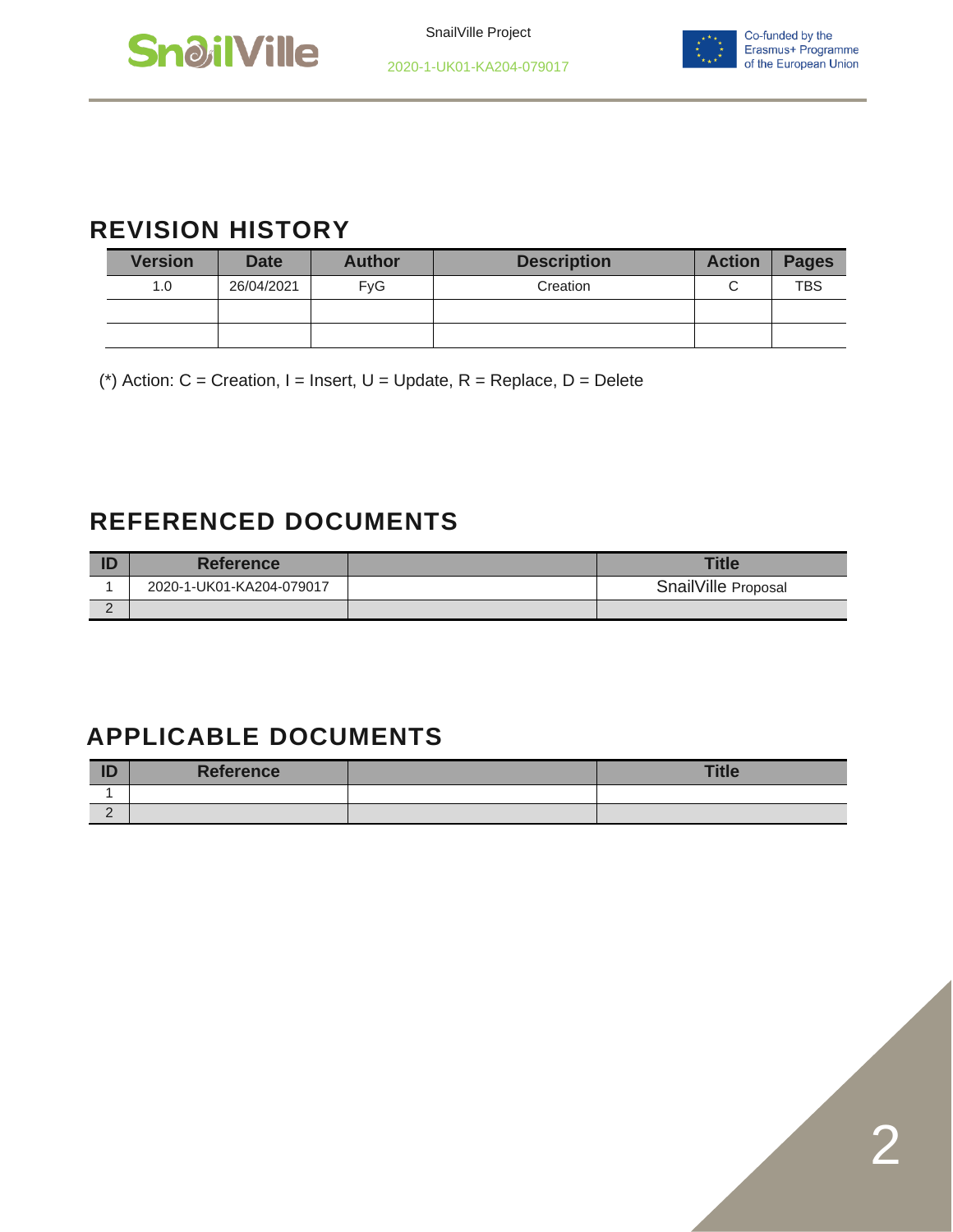## REVISION HISTORY

| Version | Date | Author | Description | Action | Pages |
|---|---|---|---|---|---|
| 1.0 | 26/04/2021 | FyG | Creation | C | TBS |
| | | | | | |
| | | | | | |

(*) Action: C = Creation, I = Insert, U = Update, R = Replace, D = Delete

## REFERENCED DOCUMENTS

| ID | Reference | | Title |
|---|---|---|---|
| 1 | 2020-1-UK01-KA204-079017 | | SnailVille Proposal |
| 2 | | | |

## APPLICABLE DOCUMENTS

| ID | Reference | | Title |
|---|---|---|---|
| 1 | | | |
| 2 | | | |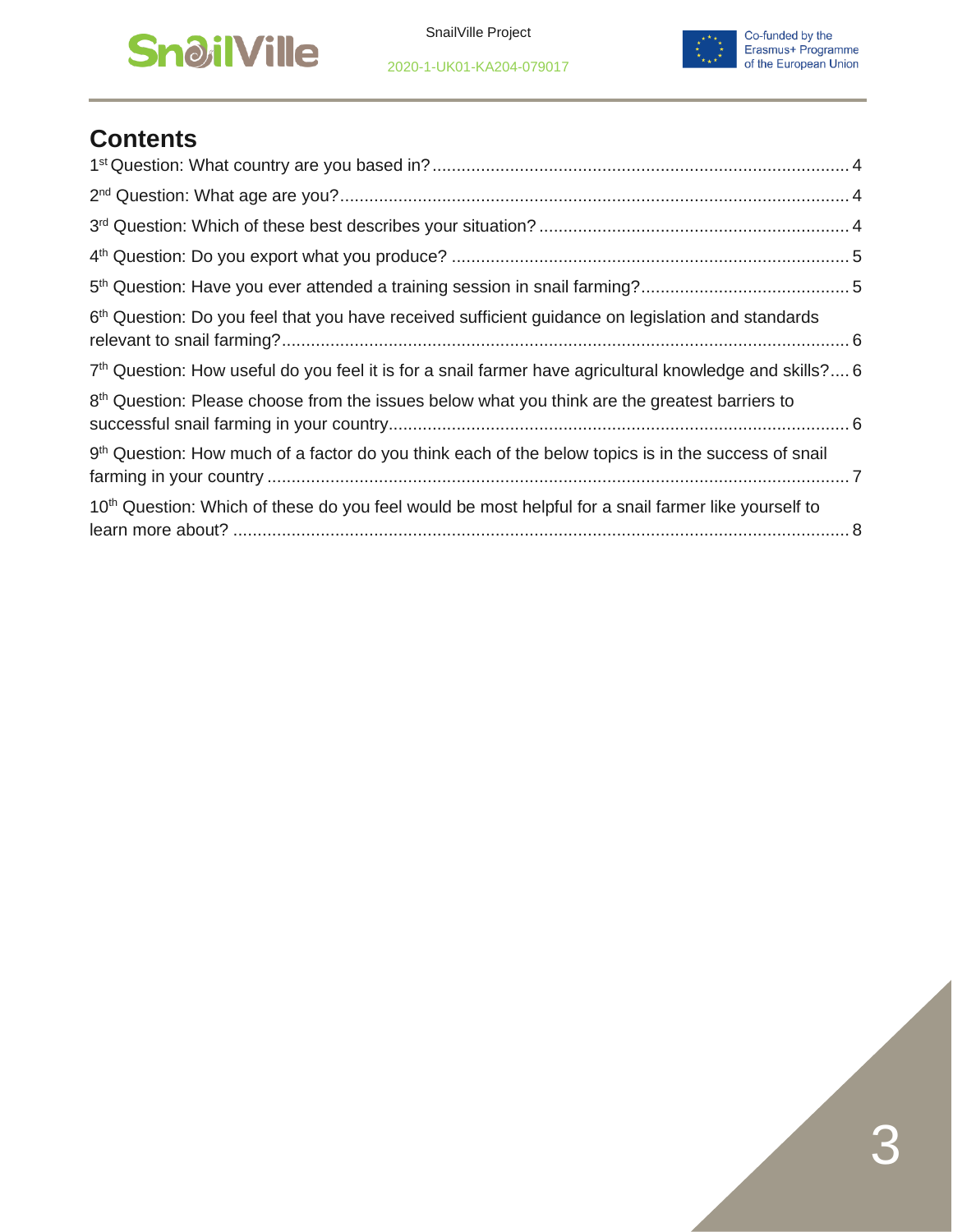## Contents

1st Question: What country are you based in? ..... 4

2nd Question: What age are you? ..... 4

3rd Question: Which of these best describes your situation? ..... 4

4th Question: Do you export what you produce? ..... 5

5th Question: Have you ever attended a training session in snail farming? ..... 5

6th Question: Do you feel that you have received sufficient guidance on legislation and standards relevant to snail farming? ..... 6

7th Question: How useful do you feel it is for a snail farmer have agricultural knowledge and skills? ..... 6

8th Question: Please choose from the issues below what you think are the greatest barriers to successful snail farming in your country ..... 6

9th Question: How much of a factor do you think each of the below topics is in the success of snail farming in your country ..... 7

10th Question: Which of these do you feel would be most helpful for a snail farmer like yourself to learn more about? ..... 8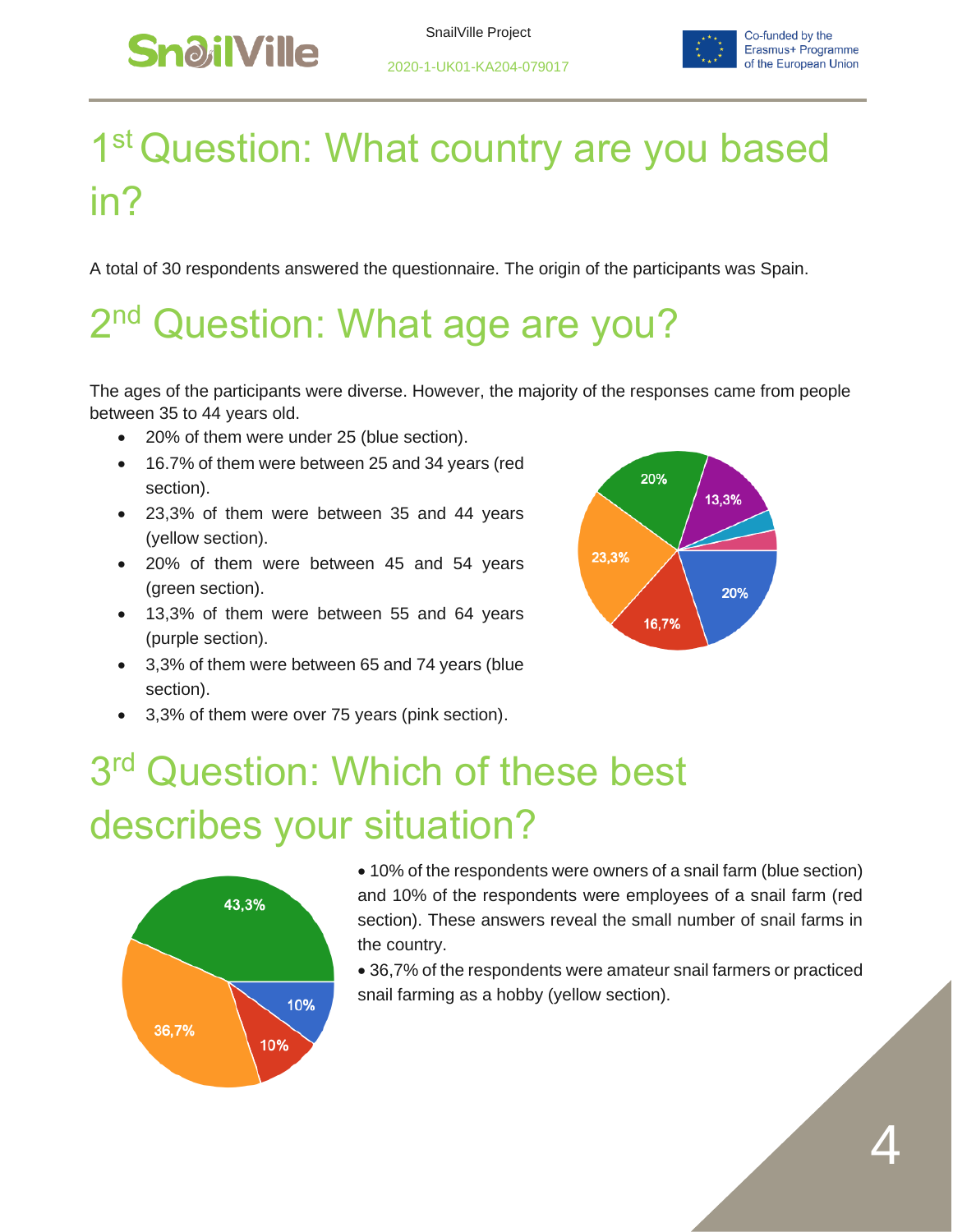# 1st Question: What country are you based in?

A total of 30 respondents answered the questionnaire. The origin of the participants was Spain.

# 2nd Question: What age are you?

The ages of the participants were diverse. However, the majority of the responses came from people between 35 to 44 years old.

- 20% of them were under 25 (blue section).
- 16.7% of them were between 25 and 34 years (red section).
- 23,3% of them were between 35 and 44 years (yellow section).
- 20% of them were between 45 and 54 years (green section).
- 13,3% of them were between 55 and 64 years (purple section).
- 3,3% of them were between 65 and 74 years (blue section).
- 3,3% of them were over 75 years (pink section).

# 3rd Question: Which of these best describes your situation?

- 10% of the respondents were owners of a snail farm (blue section) and 10% of the respondents were employees of a snail farm (red section). These answers reveal the small number of snail farms in the country.
- 36,7% of the respondents were amateur snail farmers or practiced snail farming as a hobby (yellow section).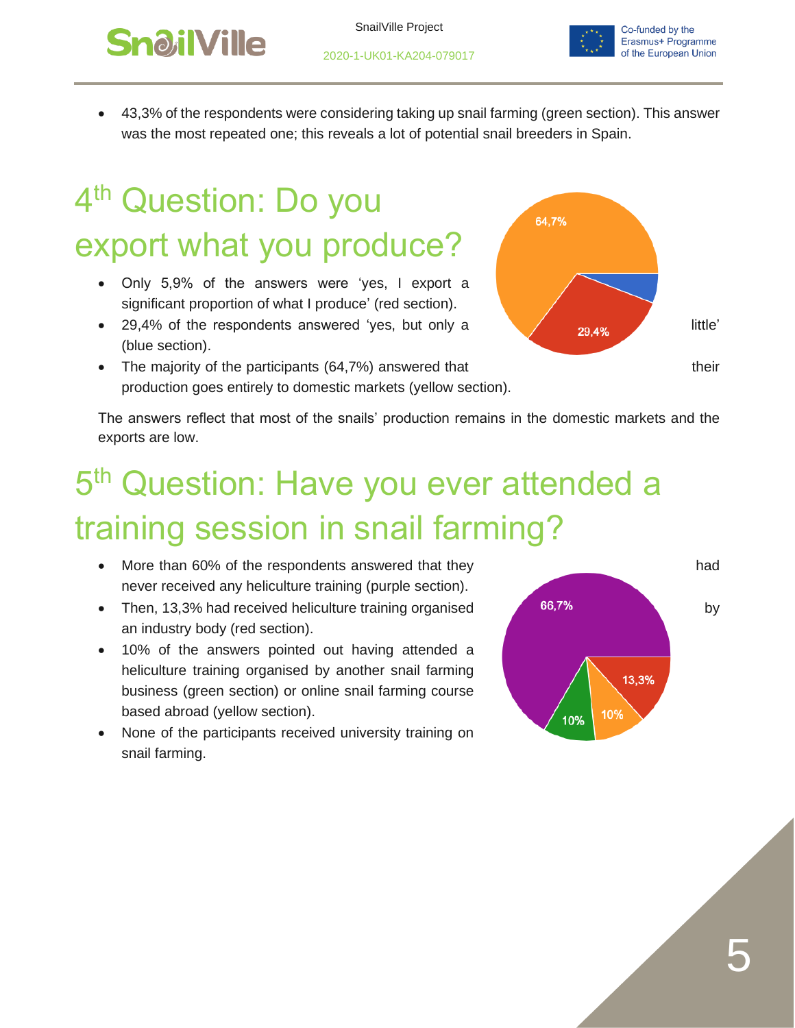- 43,3% of the respondents were considering taking up snail farming (green section). This answer was the most repeated one; this reveals a lot of potential snail breeders in Spain.

# 4th Question: Do you export what you produce?

- Only 5,9% of the answers were 'yes, I export a significant proportion of what I produce' (red section).
- 29,4% of the respondents answered 'yes, but only a little' (blue section).
- The majority of the participants (64,7%) answered that their production goes entirely to domestic markets (yellow section).

The answers reflect that most of the snails' production remains in the domestic markets and the exports are low.

# 5th Question: Have you ever attended a training session in snail farming?

- More than 60% of the respondents answered that they had never received any heliculture training (purple section).
- Then, 13,3% had received heliculture training organised by an industry body (red section).
- 10% of the answers pointed out having attended a heliculture training organised by another snail farming business (green section) or online snail farming course based abroad (yellow section).
- None of the participants received university training on snail farming.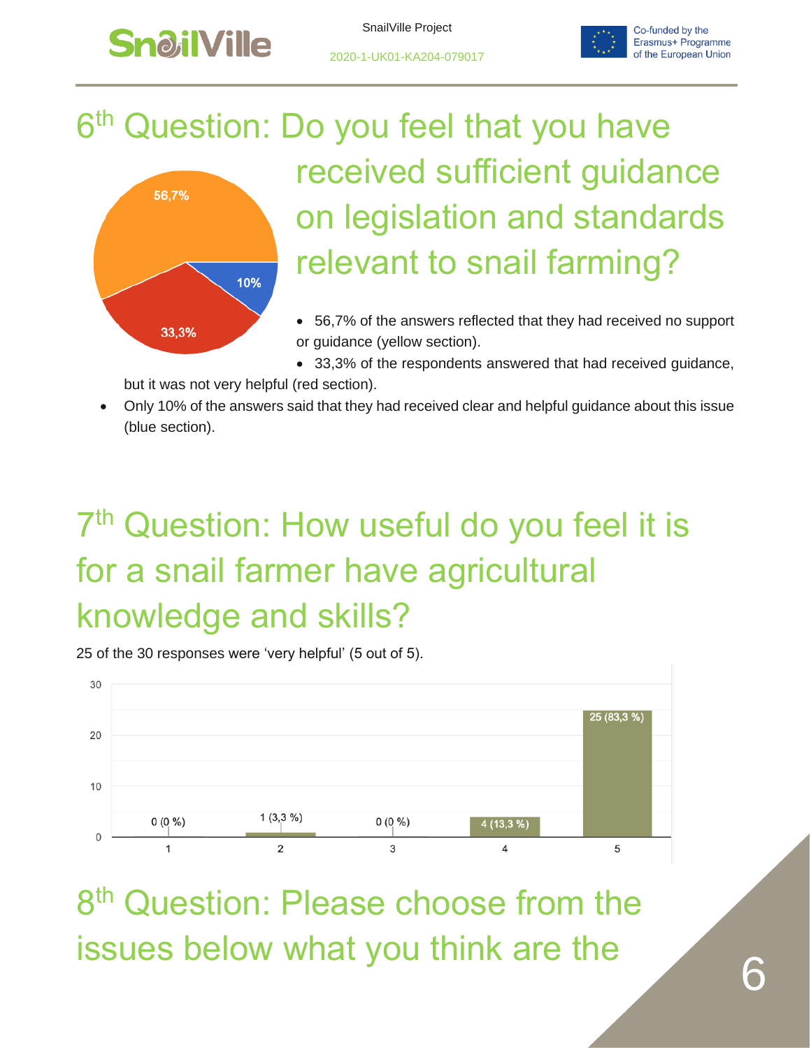## 6th Question: Do you feel that you have received sufficient guidance on legislation and standards relevant to snail farming?

- 56,7% of the answers reflected that they had received no support or guidance (yellow section).
- 33,3% of the respondents answered that had received guidance, but it was not very helpful (red section).
- Only 10% of the answers said that they had received clear and helpful guidance about this issue (blue section).

## 7th Question: How useful do you feel it is for a snail farmer have agricultural knowledge and skills?

25 of the 30 responses were 'very helpful' (5 out of 5).

| Rating | Responses |
|---|---|
| 1 | 0 (0 %) |
| 2 | 1 (3,3 %) |
| 3 | 0 (0 %) |
| 4 | 4 (13,3 %) |
| 5 | 25 (83,3 %) |

## 8th Question: Please choose from the issues below what you think are the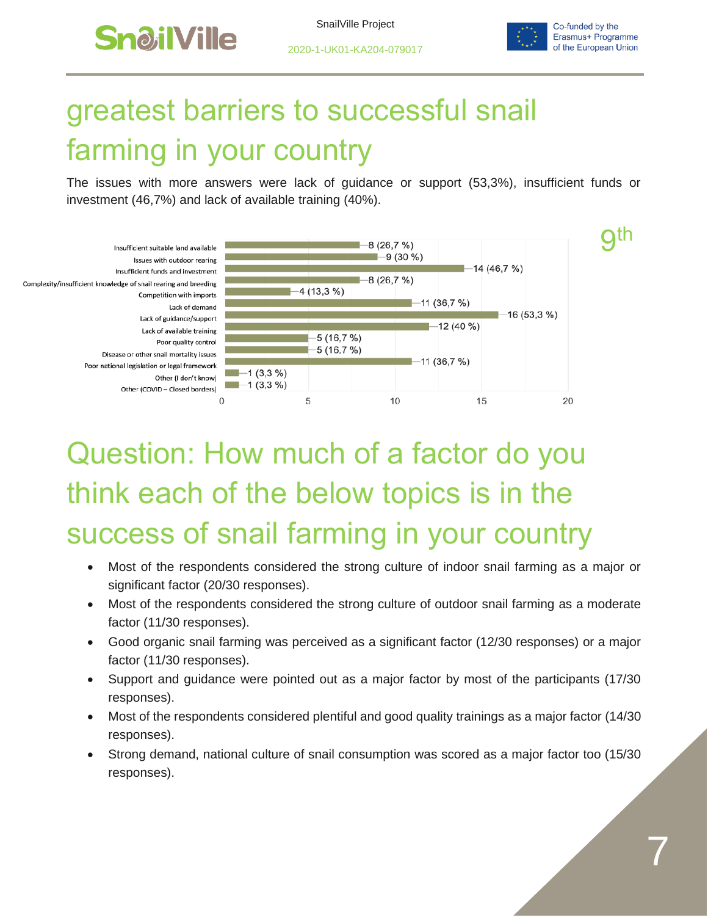# greatest barriers to successful snail farming in your country

The issues with more answers were lack of guidance or support (53,3%), insufficient funds or investment (46,7%) and lack of available training (40%).

9th

| Barrier | Responses |
|---|---|
| Insufficient suitable land available | 8 (26,7 %) |
| Issues with outdoor rearing | 9 (30 %) |
| Insufficient funds and investment | 14 (46,7 %) |
| Complexity/insufficient knowledge of snail rearing and breeding | 8 (26,7 %) |
| Competition with imports | 4 (13,3 %) |
| Lack of demand | 11 (36,7 %) |
| Lack of guidance/support | 16 (53,3 %) |
| Lack of available training | 12 (40 %) |
| Poor quality control | 5 (16,7 %) |
| Disease or other snail mortality issues | 5 (16,7 %) |
| Poor national legislation or legal framework | 11 (36,7 %) |
| Other (I don't know) | 1 (3,3 %) |
| Other (COVID – Closed borders) | 1 (3,3 %) |

# Question: How much of a factor do you think each of the below topics is in the success of snail farming in your country

- Most of the respondents considered the strong culture of indoor snail farming as a major or significant factor (20/30 responses).
- Most of the respondents considered the strong culture of outdoor snail farming as a moderate factor (11/30 responses).
- Good organic snail farming was perceived as a significant factor (12/30 responses) or a major factor (11/30 responses).
- Support and guidance were pointed out as a major factor by most of the participants (17/30 responses).
- Most of the respondents considered plentiful and good quality trainings as a major factor (14/30 responses).
- Strong demand, national culture of snail consumption was scored as a major factor too (15/30 responses).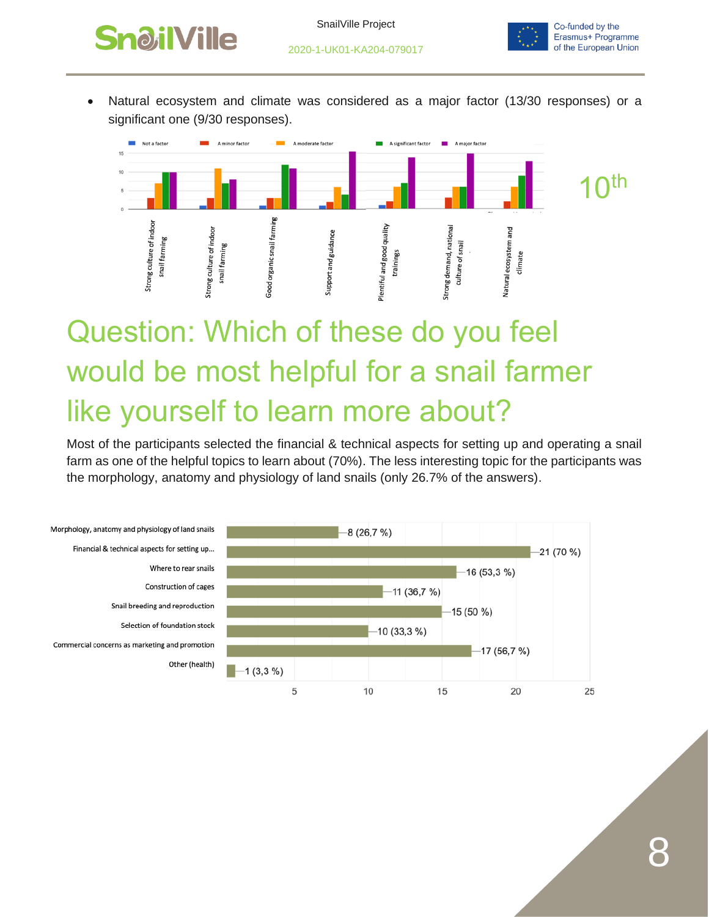- Natural ecosystem and climate was considered as a major factor (13/30 responses) or a significant one (9/30 responses).

Not a factor
A minor factor
A moderate factor
A significant factor
A major factor

15
10
5
0

Strong culture of indoor snail farming
Strong culture of indoor snail farming
Good organic snail farming
Support and guidance
Plentiful and good quality trainings
Strong demand, national culture of snail
Natural ecosystem and climate

10th

# Question: Which of these do you feel would be most helpful for a snail farmer like yourself to learn more about?

Most of the participants selected the financial & technical aspects for setting up and operating a snail farm as one of the helpful topics to learn about (70%). The less interesting topic for the participants was the morphology, anatomy and physiology of land snails (only 26.7% of the answers).

Morphology, anatomy and physiology of land snails — 8 (26,7 %)
Financial & technical aspects for setting up... — 21 (70 %)
Where to rear snails — 16 (53,3 %)
Construction of cages — 11 (36,7 %)
Snail breeding and reproduction — 15 (50 %)
Selection of foundation stock — 10 (33,3 %)
Commercial concerns as marketing and promotion — 17 (56,7 %)
Other (health) — 1 (3,3 %)

5
10
15
20
25